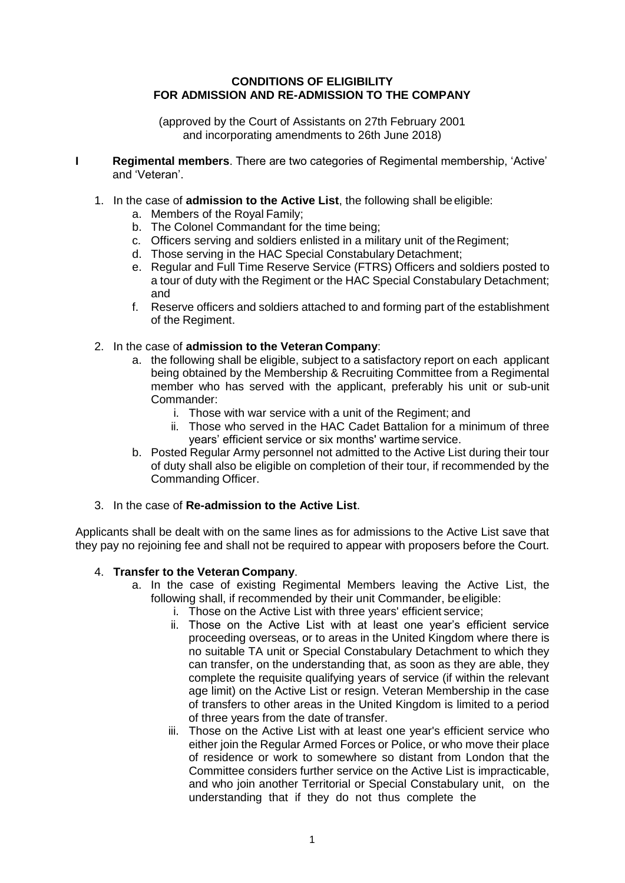**CONDITIONS OF ELIGIBILITY**
**FOR ADMISSION AND RE-ADMISSION TO THE COMPANY**

(approved by the Court of Assistants on 27th February 2001
and incorporating amendments to 26th June 2018)

**I** **Regimental members**. There are two categories of Regimental membership, 'Active' and 'Veteran'.

1. In the case of **admission to the Active List**, the following shall be eligible:
   a. Members of the Royal Family;
   b. The Colonel Commandant for the time being;
   c. Officers serving and soldiers enlisted in a military unit of the Regiment;
   d. Those serving in the HAC Special Constabulary Detachment;
   e. Regular and Full Time Reserve Service (FTRS) Officers and soldiers posted to a tour of duty with the Regiment or the HAC Special Constabulary Detachment; and
   f. Reserve officers and soldiers attached to and forming part of the establishment of the Regiment.

2. In the case of **admission to the Veteran Company**:
   a. the following shall be eligible, subject to a satisfactory report on each applicant being obtained by the Membership & Recruiting Committee from a Regimental member who has served with the applicant, preferably his unit or sub-unit Commander:
      i. Those with war service with a unit of the Regiment; and
      ii. Those who served in the HAC Cadet Battalion for a minimum of three years' efficient service or six months' wartime service.
   b. Posted Regular Army personnel not admitted to the Active List during their tour of duty shall also be eligible on completion of their tour, if recommended by the Commanding Officer.

3. In the case of **Re-admission to the Active List**.

Applicants shall be dealt with on the same lines as for admissions to the Active List save that they pay no rejoining fee and shall not be required to appear with proposers before the Court.

4. **Transfer to the Veteran Company**.
   a. In the case of existing Regimental Members leaving the Active List, the following shall, if recommended by their unit Commander, be eligible:
      i. Those on the Active List with three years' efficient service;
      ii. Those on the Active List with at least one year's efficient service proceeding overseas, or to areas in the United Kingdom where there is no suitable TA unit or Special Constabulary Detachment to which they can transfer, on the understanding that, as soon as they are able, they complete the requisite qualifying years of service (if within the relevant age limit) on the Active List or resign. Veteran Membership in the case of transfers to other areas in the United Kingdom is limited to a period of three years from the date of transfer.
      iii. Those on the Active List with at least one year's efficient service who either join the Regular Armed Forces or Police, or who move their place of residence or work to somewhere so distant from London that the Committee considers further service on the Active List is impracticable, and who join another Territorial or Special Constabulary unit, on the understanding that if they do not thus complete the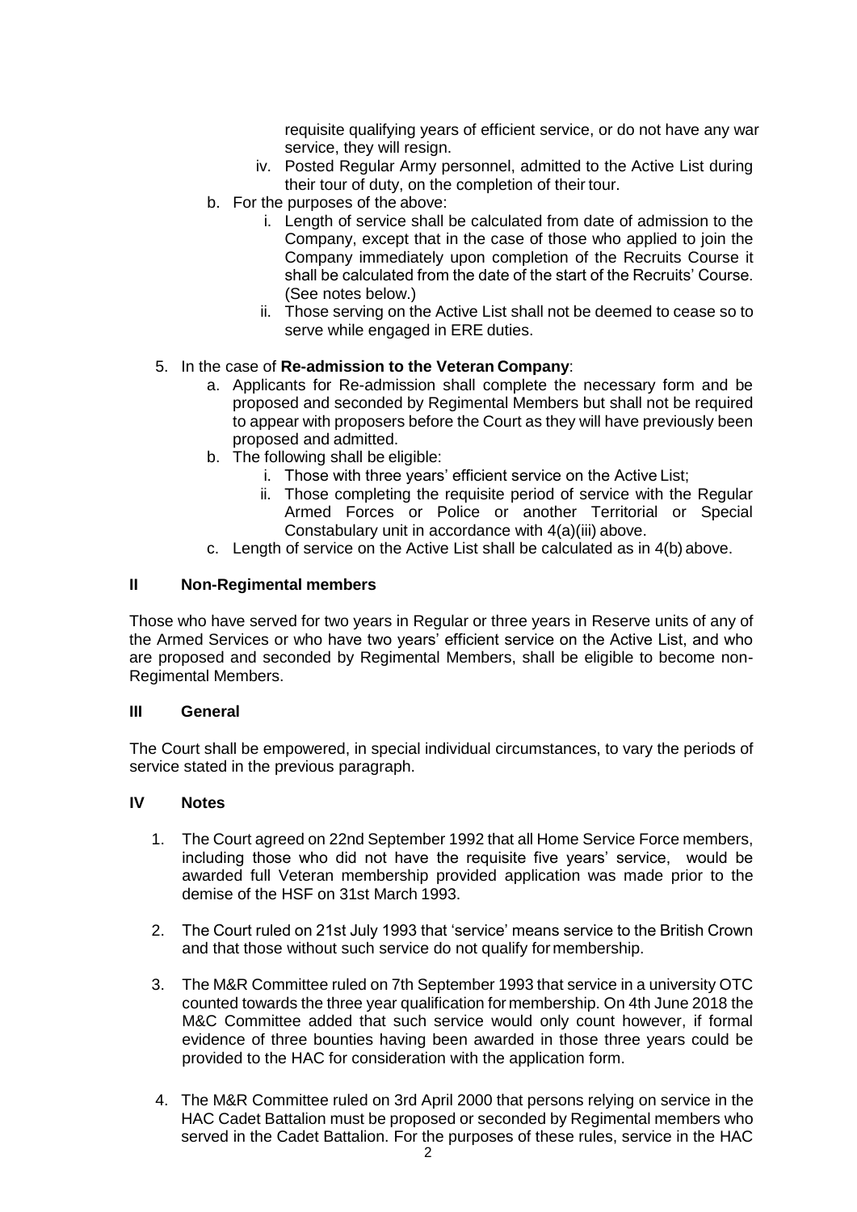requisite qualifying years of efficient service, or do not have any war service, they will resign.

   iv. Posted Regular Army personnel, admitted to the Active List during their tour of duty, on the completion of their tour.

b. For the purposes of the above:
   i. Length of service shall be calculated from date of admission to the Company, except that in the case of those who applied to join the Company immediately upon completion of the Recruits Course it shall be calculated from the date of the start of the Recruits' Course. (See notes below.)
   ii. Those serving on the Active List shall not be deemed to cease so to serve while engaged in ERE duties.

5. In the case of **Re-admission to the Veteran Company**:
   a. Applicants for Re-admission shall complete the necessary form and be proposed and seconded by Regimental Members but shall not be required to appear with proposers before the Court as they will have previously been proposed and admitted.
   b. The following shall be eligible:
      i. Those with three years' efficient service on the Active List;
      ii. Those completing the requisite period of service with the Regular Armed Forces or Police or another Territorial or Special Constabulary unit in accordance with 4(a)(iii) above.
   c. Length of service on the Active List shall be calculated as in 4(b) above.

## II Non-Regimental members

Those who have served for two years in Regular or three years in Reserve units of any of the Armed Services or who have two years' efficient service on the Active List, and who are proposed and seconded by Regimental Members, shall be eligible to become non-Regimental Members.

## III General

The Court shall be empowered, in special individual circumstances, to vary the periods of service stated in the previous paragraph.

## IV Notes

1. The Court agreed on 22nd September 1992 that all Home Service Force members, including those who did not have the requisite five years' service, would be awarded full Veteran membership provided application was made prior to the demise of the HSF on 31st March 1993.

2. The Court ruled on 21st July 1993 that 'service' means service to the British Crown and that those without such service do not qualify for membership.

3. The M&R Committee ruled on 7th September 1993 that service in a university OTC counted towards the three year qualification for membership. On 4th June 2018 the M&C Committee added that such service would only count however, if formal evidence of three bounties having been awarded in those three years could be provided to the HAC for consideration with the application form.

4. The M&R Committee ruled on 3rd April 2000 that persons relying on service in the HAC Cadet Battalion must be proposed or seconded by Regimental members who served in the Cadet Battalion. For the purposes of these rules, service in the HAC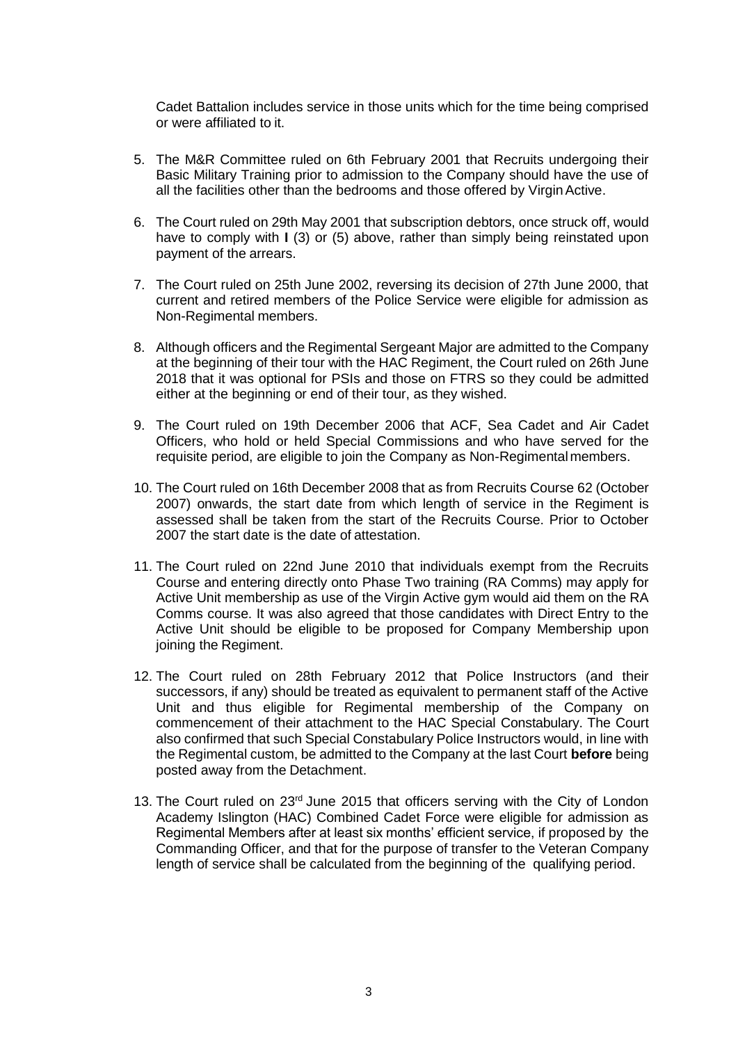Cadet Battalion includes service in those units which for the time being comprised or were affiliated to it.

5. The M&R Committee ruled on 6th February 2001 that Recruits undergoing their Basic Military Training prior to admission to the Company should have the use of all the facilities other than the bedrooms and those offered by Virgin Active.

6. The Court ruled on 29th May 2001 that subscription debtors, once struck off, would have to comply with **I** (3) or (5) above, rather than simply being reinstated upon payment of the arrears.

7. The Court ruled on 25th June 2002, reversing its decision of 27th June 2000, that current and retired members of the Police Service were eligible for admission as Non-Regimental members.

8. Although officers and the Regimental Sergeant Major are admitted to the Company at the beginning of their tour with the HAC Regiment, the Court ruled on 26th June 2018 that it was optional for PSIs and those on FTRS so they could be admitted either at the beginning or end of their tour, as they wished.

9. The Court ruled on 19th December 2006 that ACF, Sea Cadet and Air Cadet Officers, who hold or held Special Commissions and who have served for the requisite period, are eligible to join the Company as Non-Regimental members.

10. The Court ruled on 16th December 2008 that as from Recruits Course 62 (October 2007) onwards, the start date from which length of service in the Regiment is assessed shall be taken from the start of the Recruits Course. Prior to October 2007 the start date is the date of attestation.

11. The Court ruled on 22nd June 2010 that individuals exempt from the Recruits Course and entering directly onto Phase Two training (RA Comms) may apply for Active Unit membership as use of the Virgin Active gym would aid them on the RA Comms course. It was also agreed that those candidates with Direct Entry to the Active Unit should be eligible to be proposed for Company Membership upon joining the Regiment.

12. The Court ruled on 28th February 2012 that Police Instructors (and their successors, if any) should be treated as equivalent to permanent staff of the Active Unit and thus eligible for Regimental membership of the Company on commencement of their attachment to the HAC Special Constabulary. The Court also confirmed that such Special Constabulary Police Instructors would, in line with the Regimental custom, be admitted to the Company at the last Court **before** being posted away from the Detachment.

13. The Court ruled on 23rd June 2015 that officers serving with the City of London Academy Islington (HAC) Combined Cadet Force were eligible for admission as Regimental Members after at least six months' efficient service, if proposed by the Commanding Officer, and that for the purpose of transfer to the Veteran Company length of service shall be calculated from the beginning of the qualifying period.